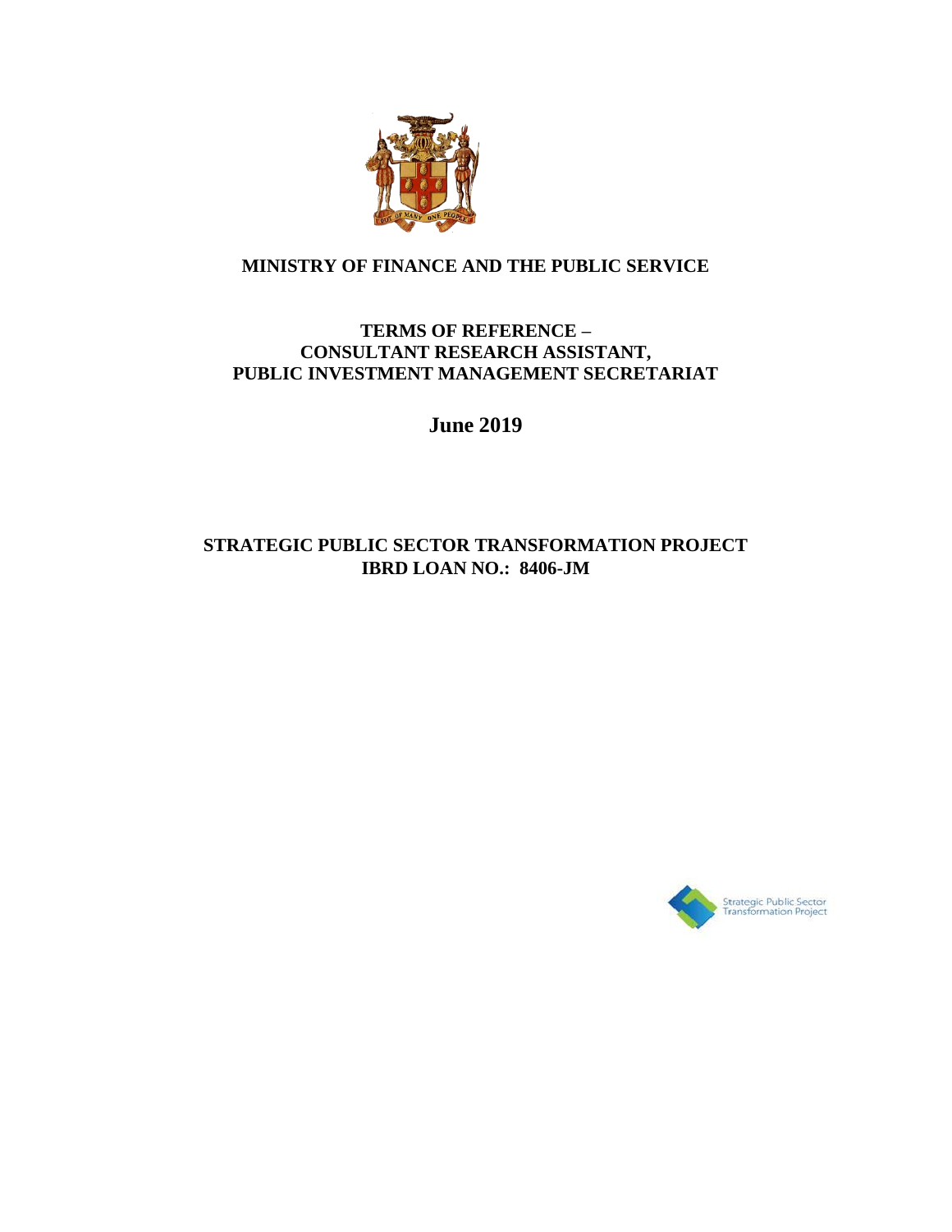**MINISTRY OF FINANCE AND THE PUBLIC SERVICE**

# TERMS OF REFERENCE – CONSULTANT RESEARCH ASSISTANT, PUBLIC INVESTMENT MANAGEMENT SECRETARIAT

**June 2019**

**STRATEGIC PUBLIC SECTOR TRANSFORMATION PROJECT**
**IBRD LOAN NO.: 8406-JM**

Strategic Public Sector Transformation Project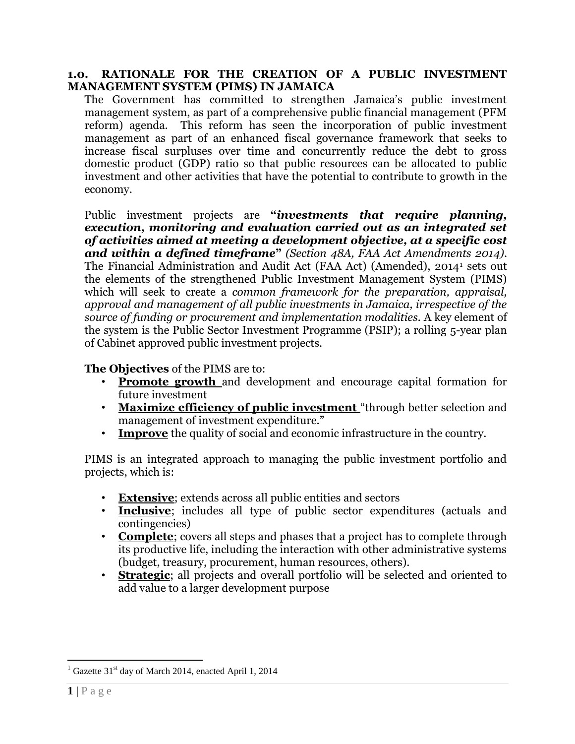## 1.0. RATIONALE FOR THE CREATION OF A PUBLIC INVESTMENT MANAGEMENT SYSTEM (PIMS) IN JAMAICA

The Government has committed to strengthen Jamaica's public investment management system, as part of a comprehensive public financial management (PFM reform) agenda. This reform has seen the incorporation of public investment management as part of an enhanced fiscal governance framework that seeks to increase fiscal surpluses over time and concurrently reduce the debt to gross domestic product (GDP) ratio so that public resources can be allocated to public investment and other activities that have the potential to contribute to growth in the economy.

Public investment projects are "***investments that require planning, execution, monitoring and evaluation carried out as an integrated set of activities aimed at meeting a development objective, at a specific cost and within a defined timeframe***" *(Section 48A, FAA Act Amendments 2014)*. The Financial Administration and Audit Act (FAA Act) (Amended), 2014[1] sets out the elements of the strengthened Public Investment Management System (PIMS) which will seek to create a *common framework for the preparation, appraisal, approval and management of all public investments in Jamaica, irrespective of the source of funding or procurement and implementation modalities*. A key element of the system is the Public Sector Investment Programme (PSIP); a rolling 5-year plan of Cabinet approved public investment projects.

**The Objectives** of the PIMS are to:

- **Promote growth** and development and encourage capital formation for future investment
- **Maximize efficiency of public investment** "through better selection and management of investment expenditure."
- **Improve** the quality of social and economic infrastructure in the country.

PIMS is an integrated approach to managing the public investment portfolio and projects, which is:

- **Extensive**; extends across all public entities and sectors
- **Inclusive**; includes all type of public sector expenditures (actuals and contingencies)
- **Complete**; covers all steps and phases that a project has to complete through its productive life, including the interaction with other administrative systems (budget, treasury, procurement, human resources, others).
- **Strategic**; all projects and overall portfolio will be selected and oriented to add value to a larger development purpose

---

[1] Gazette 31st day of March 2014, enacted April 1, 2014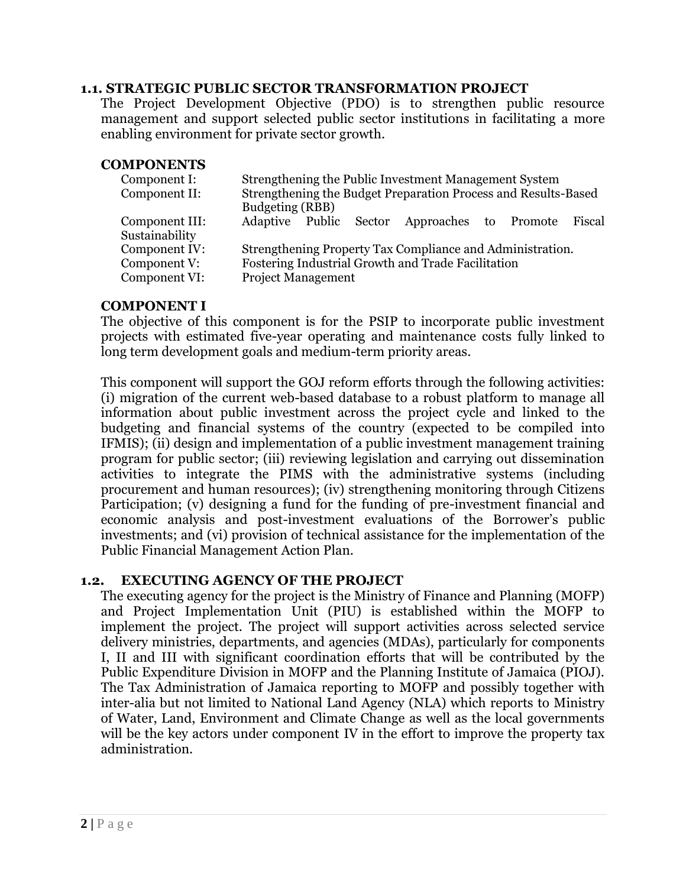### 1.1. STRATEGIC PUBLIC SECTOR TRANSFORMATION PROJECT

The Project Development Objective (PDO) is to strengthen public resource management and support selected public sector institutions in facilitating a more enabling environment for private sector growth.

#### COMPONENTS

| | |
|---|---|
| Component I: | Strengthening the Public Investment Management System |
| Component II: | Strengthening the Budget Preparation Process and Results-Based Budgeting (RBB) |
| Component III: | Adaptive Public Sector Approaches to Promote Fiscal Sustainability |
| Component IV: | Strengthening Property Tax Compliance and Administration. |
| Component V: | Fostering Industrial Growth and Trade Facilitation |
| Component VI: | Project Management |

#### COMPONENT I

The objective of this component is for the PSIP to incorporate public investment projects with estimated five-year operating and maintenance costs fully linked to long term development goals and medium-term priority areas.

This component will support the GOJ reform efforts through the following activities: (i) migration of the current web-based database to a robust platform to manage all information about public investment across the project cycle and linked to the budgeting and financial systems of the country (expected to be compiled into IFMIS); (ii) design and implementation of a public investment management training program for public sector; (iii) reviewing legislation and carrying out dissemination activities to integrate the PIMS with the administrative systems (including procurement and human resources); (iv) strengthening monitoring through Citizens Participation; (v) designing a fund for the funding of pre-investment financial and economic analysis and post-investment evaluations of the Borrower's public investments; and (vi) provision of technical assistance for the implementation of the Public Financial Management Action Plan.

### 1.2. EXECUTING AGENCY OF THE PROJECT

The executing agency for the project is the Ministry of Finance and Planning (MOFP) and Project Implementation Unit (PIU) is established within the MOFP to implement the project. The project will support activities across selected service delivery ministries, departments, and agencies (MDAs), particularly for components I, II and III with significant coordination efforts that will be contributed by the Public Expenditure Division in MOFP and the Planning Institute of Jamaica (PIOJ). The Tax Administration of Jamaica reporting to MOFP and possibly together with inter-alia but not limited to National Land Agency (NLA) which reports to Ministry of Water, Land, Environment and Climate Change as well as the local governments will be the key actors under component IV in the effort to improve the property tax administration.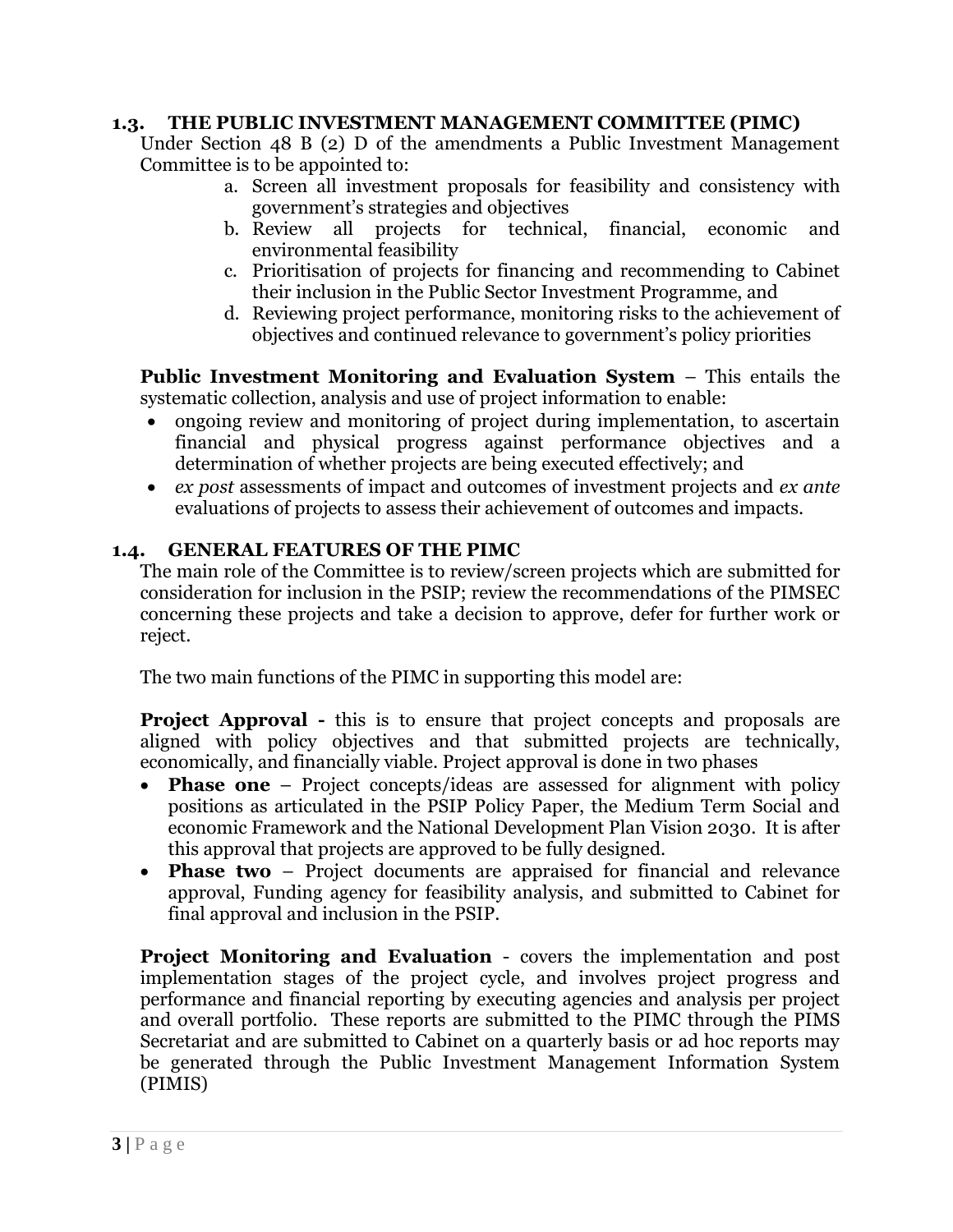## 1.3. THE PUBLIC INVESTMENT MANAGEMENT COMMITTEE (PIMC)

Under Section 48 B (2) D of the amendments a Public Investment Management Committee is to be appointed to:

a. Screen all investment proposals for feasibility and consistency with government's strategies and objectives
b. Review all projects for technical, financial, economic and environmental feasibility
c. Prioritisation of projects for financing and recommending to Cabinet their inclusion in the Public Sector Investment Programme, and
d. Reviewing project performance, monitoring risks to the achievement of objectives and continued relevance to government's policy priorities

**Public Investment Monitoring and Evaluation System** – This entails the systematic collection, analysis and use of project information to enable:

- ongoing review and monitoring of project during implementation, to ascertain financial and physical progress against performance objectives and a determination of whether projects are being executed effectively; and
- *ex post* assessments of impact and outcomes of investment projects and *ex ante* evaluations of projects to assess their achievement of outcomes and impacts.

## 1.4. GENERAL FEATURES OF THE PIMC

The main role of the Committee is to review/screen projects which are submitted for consideration for inclusion in the PSIP; review the recommendations of the PIMSEC concerning these projects and take a decision to approve, defer for further work or reject.

The two main functions of the PIMC in supporting this model are:

**Project Approval -** this is to ensure that project concepts and proposals are aligned with policy objectives and that submitted projects are technically, economically, and financially viable. Project approval is done in two phases

- **Phase one** – Project concepts/ideas are assessed for alignment with policy positions as articulated in the PSIP Policy Paper, the Medium Term Social and economic Framework and the National Development Plan Vision 2030. It is after this approval that projects are approved to be fully designed.
- **Phase two** – Project documents are appraised for financial and relevance approval, Funding agency for feasibility analysis, and submitted to Cabinet for final approval and inclusion in the PSIP.

**Project Monitoring and Evaluation** - covers the implementation and post implementation stages of the project cycle, and involves project progress and performance and financial reporting by executing agencies and analysis per project and overall portfolio. These reports are submitted to the PIMC through the PIMS Secretariat and are submitted to Cabinet on a quarterly basis or ad hoc reports may be generated through the Public Investment Management Information System (PIMIS)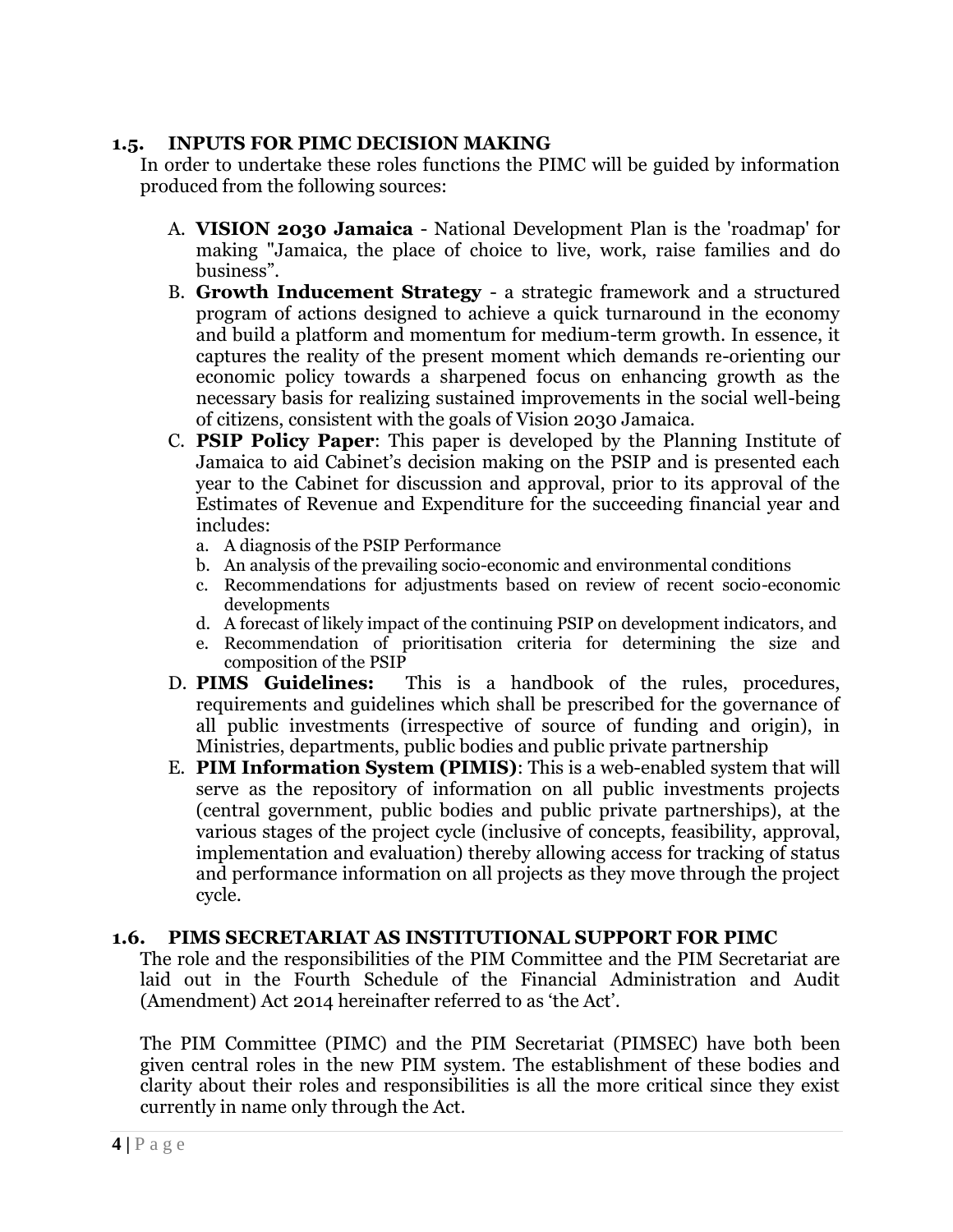### 1.5. INPUTS FOR PIMC DECISION MAKING

In order to undertake these roles functions the PIMC will be guided by information produced from the following sources:

A. **VISION 2030 Jamaica** - National Development Plan is the 'roadmap' for making "Jamaica, the place of choice to live, work, raise families and do business".

B. **Growth Inducement Strategy** - a strategic framework and a structured program of actions designed to achieve a quick turnaround in the economy and build a platform and momentum for medium-term growth. In essence, it captures the reality of the present moment which demands re-orienting our economic policy towards a sharpened focus on enhancing growth as the necessary basis for realizing sustained improvements in the social well-being of citizens, consistent with the goals of Vision 2030 Jamaica.

C. **PSIP Policy Paper**: This paper is developed by the Planning Institute of Jamaica to aid Cabinet's decision making on the PSIP and is presented each year to the Cabinet for discussion and approval, prior to its approval of the Estimates of Revenue and Expenditure for the succeeding financial year and includes:
   a. A diagnosis of the PSIP Performance
   b. An analysis of the prevailing socio-economic and environmental conditions
   c. Recommendations for adjustments based on review of recent socio-economic developments
   d. A forecast of likely impact of the continuing PSIP on development indicators, and
   e. Recommendation of prioritisation criteria for determining the size and composition of the PSIP

D. **PIMS Guidelines:** This is a handbook of the rules, procedures, requirements and guidelines which shall be prescribed for the governance of all public investments (irrespective of source of funding and origin), in Ministries, departments, public bodies and public private partnership

E. **PIM Information System (PIMIS)**: This is a web-enabled system that will serve as the repository of information on all public investments projects (central government, public bodies and public private partnerships), at the various stages of the project cycle (inclusive of concepts, feasibility, approval, implementation and evaluation) thereby allowing access for tracking of status and performance information on all projects as they move through the project cycle.

### 1.6. PIMS SECRETARIAT AS INSTITUTIONAL SUPPORT FOR PIMC

The role and the responsibilities of the PIM Committee and the PIM Secretariat are laid out in the Fourth Schedule of the Financial Administration and Audit (Amendment) Act 2014 hereinafter referred to as 'the Act'.

The PIM Committee (PIMC) and the PIM Secretariat (PIMSEC) have both been given central roles in the new PIM system. The establishment of these bodies and clarity about their roles and responsibilities is all the more critical since they exist currently in name only through the Act.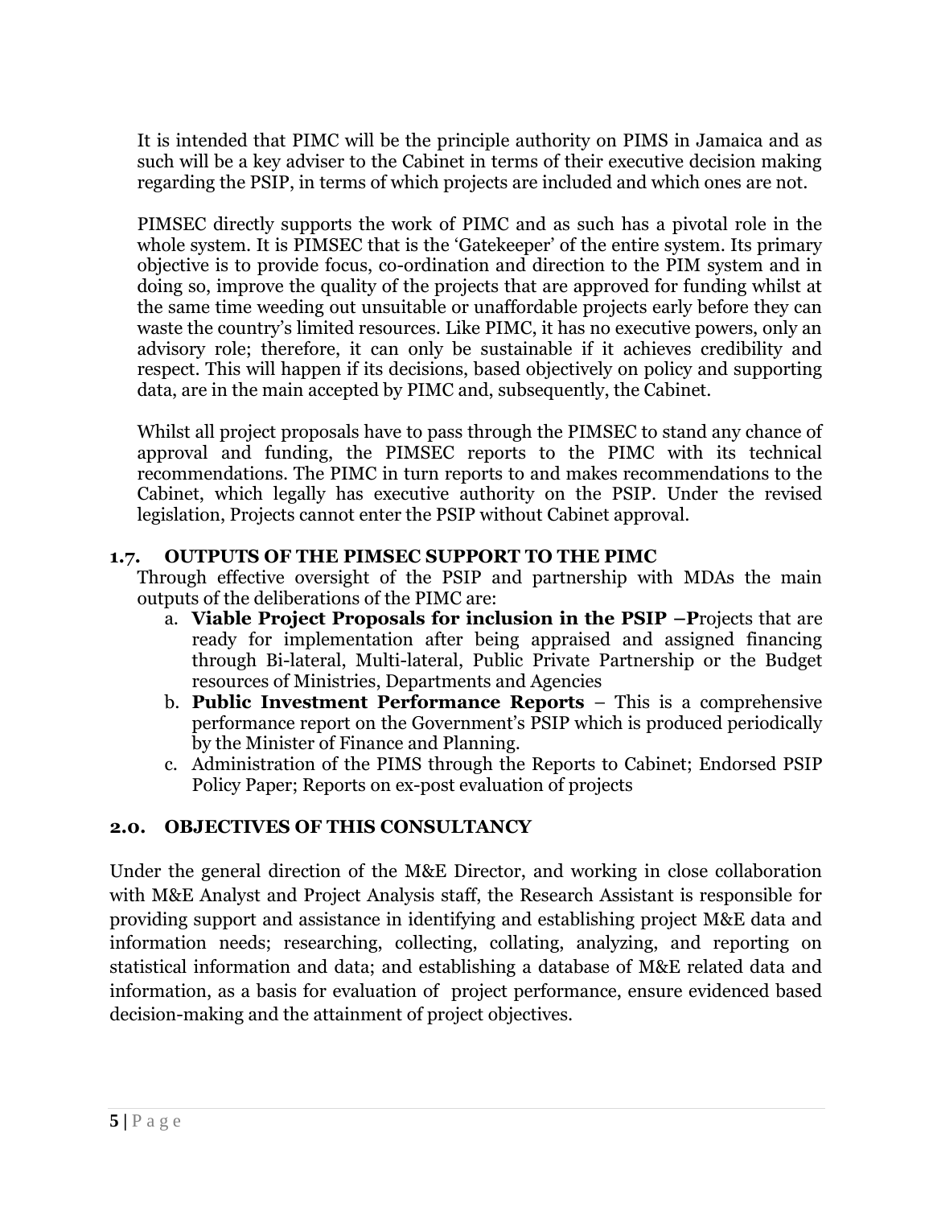It is intended that PIMC will be the principle authority on PIMS in Jamaica and as such will be a key adviser to the Cabinet in terms of their executive decision making regarding the PSIP, in terms of which projects are included and which ones are not.

PIMSEC directly supports the work of PIMC and as such has a pivotal role in the whole system. It is PIMSEC that is the 'Gatekeeper' of the entire system. Its primary objective is to provide focus, co-ordination and direction to the PIM system and in doing so, improve the quality of the projects that are approved for funding whilst at the same time weeding out unsuitable or unaffordable projects early before they can waste the country's limited resources. Like PIMC, it has no executive powers, only an advisory role; therefore, it can only be sustainable if it achieves credibility and respect. This will happen if its decisions, based objectively on policy and supporting data, are in the main accepted by PIMC and, subsequently, the Cabinet.

Whilst all project proposals have to pass through the PIMSEC to stand any chance of approval and funding, the PIMSEC reports to the PIMC with its technical recommendations. The PIMC in turn reports to and makes recommendations to the Cabinet, which legally has executive authority on the PSIP. Under the revised legislation, Projects cannot enter the PSIP without Cabinet approval.

### 1.7. OUTPUTS OF THE PIMSEC SUPPORT TO THE PIMC

Through effective oversight of the PSIP and partnership with MDAs the main outputs of the deliberations of the PIMC are:

a. **Viable Project Proposals for inclusion in the PSIP –P**rojects that are ready for implementation after being appraised and assigned financing through Bi-lateral, Multi-lateral, Public Private Partnership or the Budget resources of Ministries, Departments and Agencies
b. **Public Investment Performance Reports** – This is a comprehensive performance report on the Government's PSIP which is produced periodically by the Minister of Finance and Planning.
c. Administration of the PIMS through the Reports to Cabinet; Endorsed PSIP Policy Paper; Reports on ex-post evaluation of projects

## 2.0. OBJECTIVES OF THIS CONSULTANCY

Under the general direction of the M&E Director, and working in close collaboration with M&E Analyst and Project Analysis staff, the Research Assistant is responsible for providing support and assistance in identifying and establishing project M&E data and information needs; researching, collecting, collating, analyzing, and reporting on statistical information and data; and establishing a database of M&E related data and information, as a basis for evaluation of project performance, ensure evidenced based decision-making and the attainment of project objectives.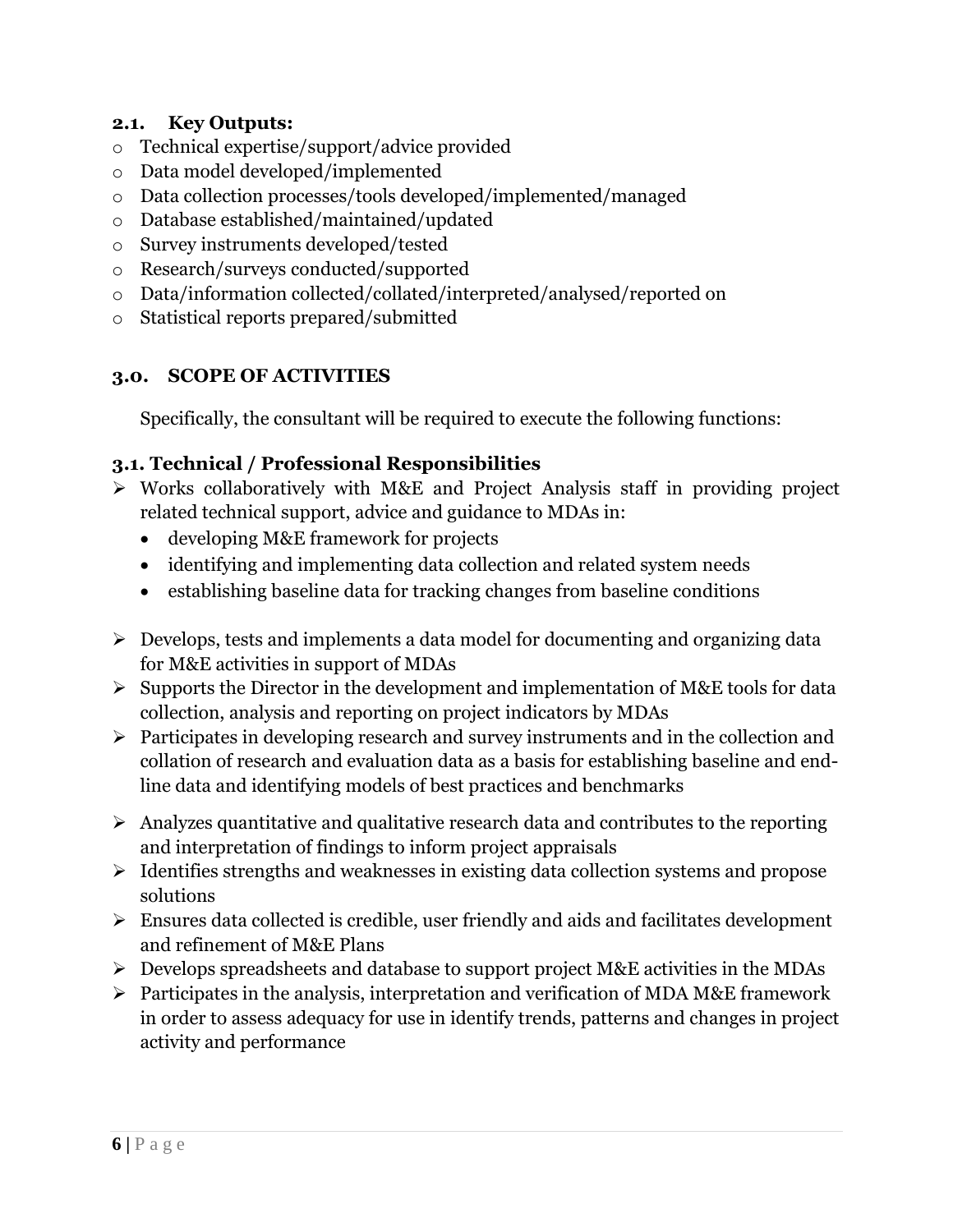### 2.1. Key Outputs:

- Technical expertise/support/advice provided
- Data model developed/implemented
- Data collection processes/tools developed/implemented/managed
- Database established/maintained/updated
- Survey instruments developed/tested
- Research/surveys conducted/supported
- Data/information collected/collated/interpreted/analysed/reported on
- Statistical reports prepared/submitted

## 3.0. SCOPE OF ACTIVITIES

Specifically, the consultant will be required to execute the following functions:

### 3.1. Technical / Professional Responsibilities

- Works collaboratively with M&E and Project Analysis staff in providing project related technical support, advice and guidance to MDAs in:
  - developing M&E framework for projects
  - identifying and implementing data collection and related system needs
  - establishing baseline data for tracking changes from baseline conditions
- Develops, tests and implements a data model for documenting and organizing data for M&E activities in support of MDAs
- Supports the Director in the development and implementation of M&E tools for data collection, analysis and reporting on project indicators by MDAs
- Participates in developing research and survey instruments and in the collection and collation of research and evaluation data as a basis for establishing baseline and end-line data and identifying models of best practices and benchmarks
- Analyzes quantitative and qualitative research data and contributes to the reporting and interpretation of findings to inform project appraisals
- Identifies strengths and weaknesses in existing data collection systems and propose solutions
- Ensures data collected is credible, user friendly and aids and facilitates development and refinement of M&E Plans
- Develops spreadsheets and database to support project M&E activities in the MDAs
- Participates in the analysis, interpretation and verification of MDA M&E framework in order to assess adequacy for use in identify trends, patterns and changes in project activity and performance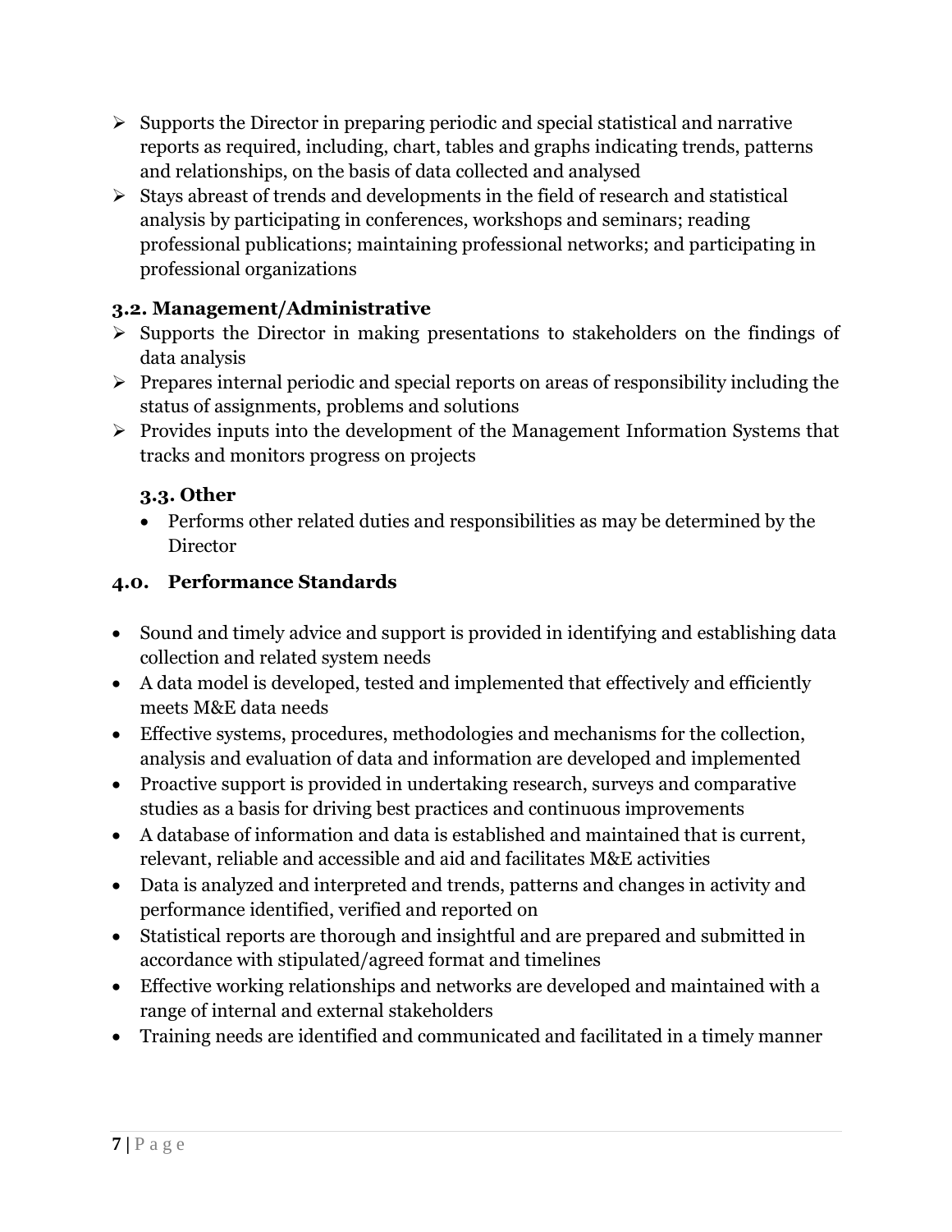- Supports the Director in preparing periodic and special statistical and narrative reports as required, including, chart, tables and graphs indicating trends, patterns and relationships, on the basis of data collected and analysed
- Stays abreast of trends and developments in the field of research and statistical analysis by participating in conferences, workshops and seminars; reading professional publications; maintaining professional networks; and participating in professional organizations

### 3.2. Management/Administrative

- Supports the Director in making presentations to stakeholders on the findings of data analysis
- Prepares internal periodic and special reports on areas of responsibility including the status of assignments, problems and solutions
- Provides inputs into the development of the Management Information Systems that tracks and monitors progress on projects

### 3.3. Other

- Performs other related duties and responsibilities as may be determined by the Director

## 4.0. Performance Standards

- Sound and timely advice and support is provided in identifying and establishing data collection and related system needs
- A data model is developed, tested and implemented that effectively and efficiently meets M&E data needs
- Effective systems, procedures, methodologies and mechanisms for the collection, analysis and evaluation of data and information are developed and implemented
- Proactive support is provided in undertaking research, surveys and comparative studies as a basis for driving best practices and continuous improvements
- A database of information and data is established and maintained that is current, relevant, reliable and accessible and aid and facilitates M&E activities
- Data is analyzed and interpreted and trends, patterns and changes in activity and performance identified, verified and reported on
- Statistical reports are thorough and insightful and are prepared and submitted in accordance with stipulated/agreed format and timelines
- Effective working relationships and networks are developed and maintained with a range of internal and external stakeholders
- Training needs are identified and communicated and facilitated in a timely manner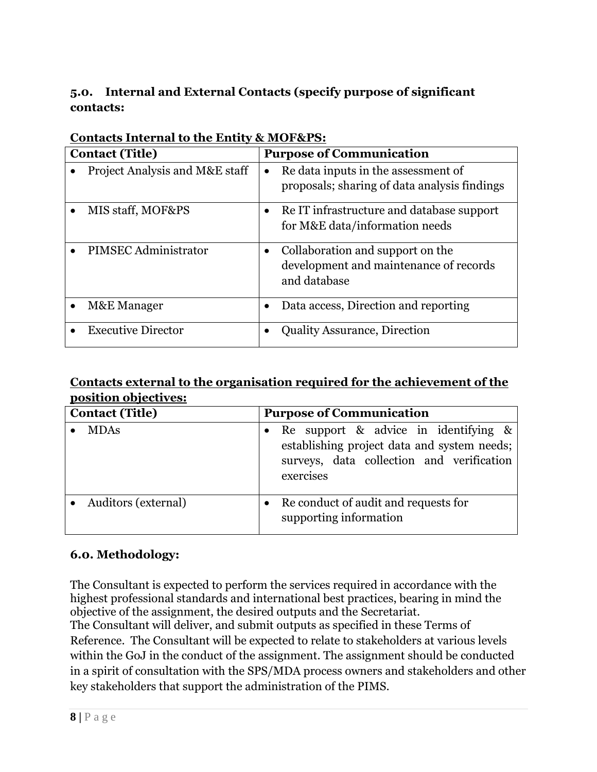### 5.0. Internal and External Contacts (specify purpose of significant contacts:

**Contacts Internal to the Entity & MOF&PS:**

| Contact (Title) | Purpose of Communication |
|---|---|
| • Project Analysis and M&E staff | • Re data inputs in the assessment of proposals; sharing of data analysis findings |
| • MIS staff, MOF&PS | • Re IT infrastructure and database support for M&E data/information needs |
| • PIMSEC Administrator | • Collaboration and support on the development and maintenance of records and database |
| • M&E Manager | • Data access, Direction and reporting |
| • Executive Director | • Quality Assurance, Direction |

**Contacts external to the organisation required for the achievement of the position objectives:**

| Contact (Title) | Purpose of Communication |
|---|---|
| • MDAs | • Re support & advice in identifying & establishing project data and system needs; surveys, data collection and verification exercises |
| • Auditors (external) | • Re conduct of audit and requests for supporting information |

### 6.0. Methodology:

The Consultant is expected to perform the services required in accordance with the highest professional standards and international best practices, bearing in mind the objective of the assignment, the desired outputs and the Secretariat.
The Consultant will deliver, and submit outputs as specified in these Terms of Reference. The Consultant will be expected to relate to stakeholders at various levels within the GoJ in the conduct of the assignment. The assignment should be conducted in a spirit of consultation with the SPS/MDA process owners and stakeholders and other key stakeholders that support the administration of the PIMS.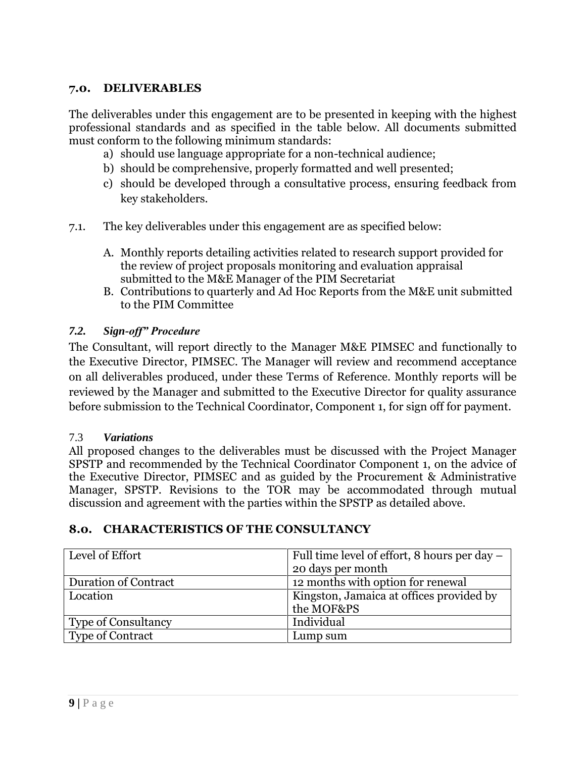## 7.0. DELIVERABLES

The deliverables under this engagement are to be presented in keeping with the highest professional standards and as specified in the table below. All documents submitted must conform to the following minimum standards:

a) should use language appropriate for a non-technical audience;
b) should be comprehensive, properly formatted and well presented;
c) should be developed through a consultative process, ensuring feedback from key stakeholders.

7.1. The key deliverables under this engagement are as specified below:

A. Monthly reports detailing activities related to research support provided for the review of project proposals monitoring and evaluation appraisal submitted to the M&E Manager of the PIM Secretariat
B. Contributions to quarterly and Ad Hoc Reports from the M&E unit submitted to the PIM Committee

### *7.2. Sign-off" Procedure*

The Consultant, will report directly to the Manager M&E PIMSEC and functionally to the Executive Director, PIMSEC. The Manager will review and recommend acceptance on all deliverables produced, under these Terms of Reference. Monthly reports will be reviewed by the Manager and submitted to the Executive Director for quality assurance before submission to the Technical Coordinator, Component 1, for sign off for payment.

### 7.3 *Variations*

All proposed changes to the deliverables must be discussed with the Project Manager SPSTP and recommended by the Technical Coordinator Component 1, on the advice of the Executive Director, PIMSEC and as guided by the Procurement & Administrative Manager, SPSTP. Revisions to the TOR may be accommodated through mutual discussion and agreement with the parties within the SPSTP as detailed above.

## 8.0. CHARACTERISTICS OF THE CONSULTANCY

| | |
|---|---|
| Level of Effort | Full time level of effort, 8 hours per day – 20 days per month |
| Duration of Contract | 12 months with option for renewal |
| Location | Kingston, Jamaica at offices provided by the MOF&PS |
| Type of Consultancy | Individual |
| Type of Contract | Lump sum |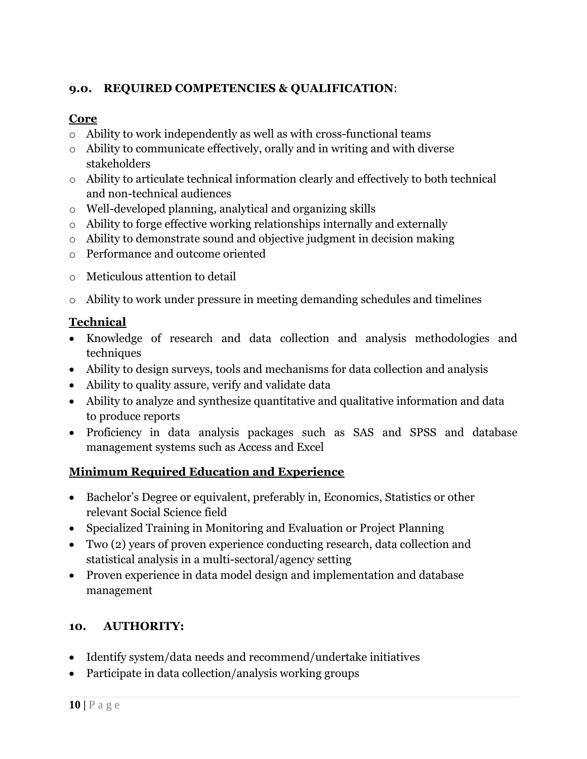## 9.0. REQUIRED COMPETENCIES & QUALIFICATION:

**Core**

- Ability to work independently as well as with cross-functional teams
- Ability to communicate effectively, orally and in writing and with diverse stakeholders
- Ability to articulate technical information clearly and effectively to both technical and non-technical audiences
- Well-developed planning, analytical and organizing skills
- Ability to forge effective working relationships internally and externally
- Ability to demonstrate sound and objective judgment in decision making
- Performance and outcome oriented
- Meticulous attention to detail
- Ability to work under pressure in meeting demanding schedules and timelines

**Technical**

- Knowledge of research and data collection and analysis methodologies and techniques
- Ability to design surveys, tools and mechanisms for data collection and analysis
- Ability to quality assure, verify and validate data
- Ability to analyze and synthesize quantitative and qualitative information and data to produce reports
- Proficiency in data analysis packages such as SAS and SPSS and database management systems such as Access and Excel

**Minimum Required Education and Experience**

- Bachelor's Degree or equivalent, preferably in, Economics, Statistics or other relevant Social Science field
- Specialized Training in Monitoring and Evaluation or Project Planning
- Two (2) years of proven experience conducting research, data collection and statistical analysis in a multi-sectoral/agency setting
- Proven experience in data model design and implementation and database management

## 10. AUTHORITY:

- Identify system/data needs and recommend/undertake initiatives
- Participate in data collection/analysis working groups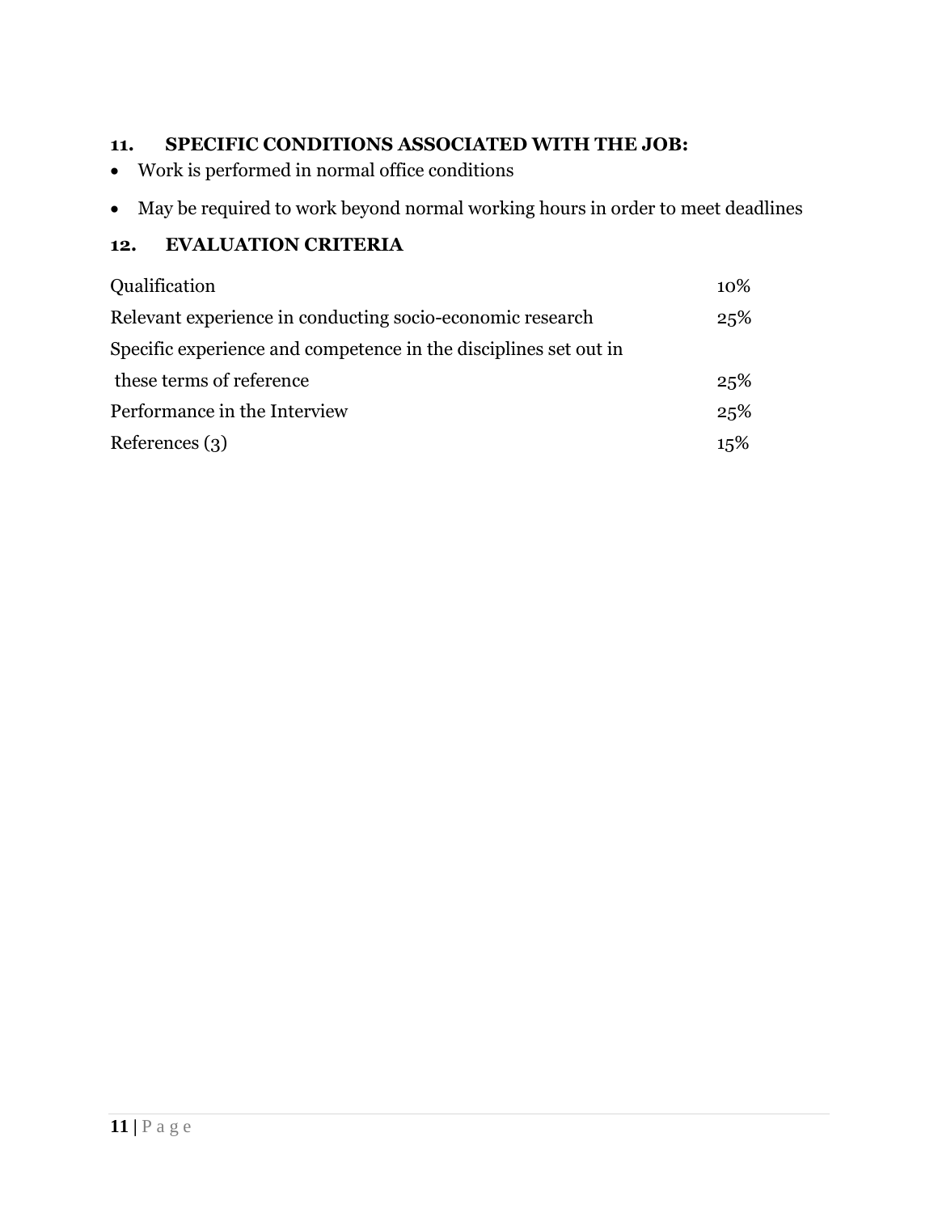## 11. SPECIFIC CONDITIONS ASSOCIATED WITH THE JOB:

- Work is performed in normal office conditions
- May be required to work beyond normal working hours in order to meet deadlines

## 12. EVALUATION CRITERIA

| | |
|---|---|
| Qualification | 10% |
| Relevant experience in conducting socio-economic research | 25% |
| Specific experience and competence in the disciplines set out in these terms of reference | 25% |
| Performance in the Interview | 25% |
| References (3) | 15% |